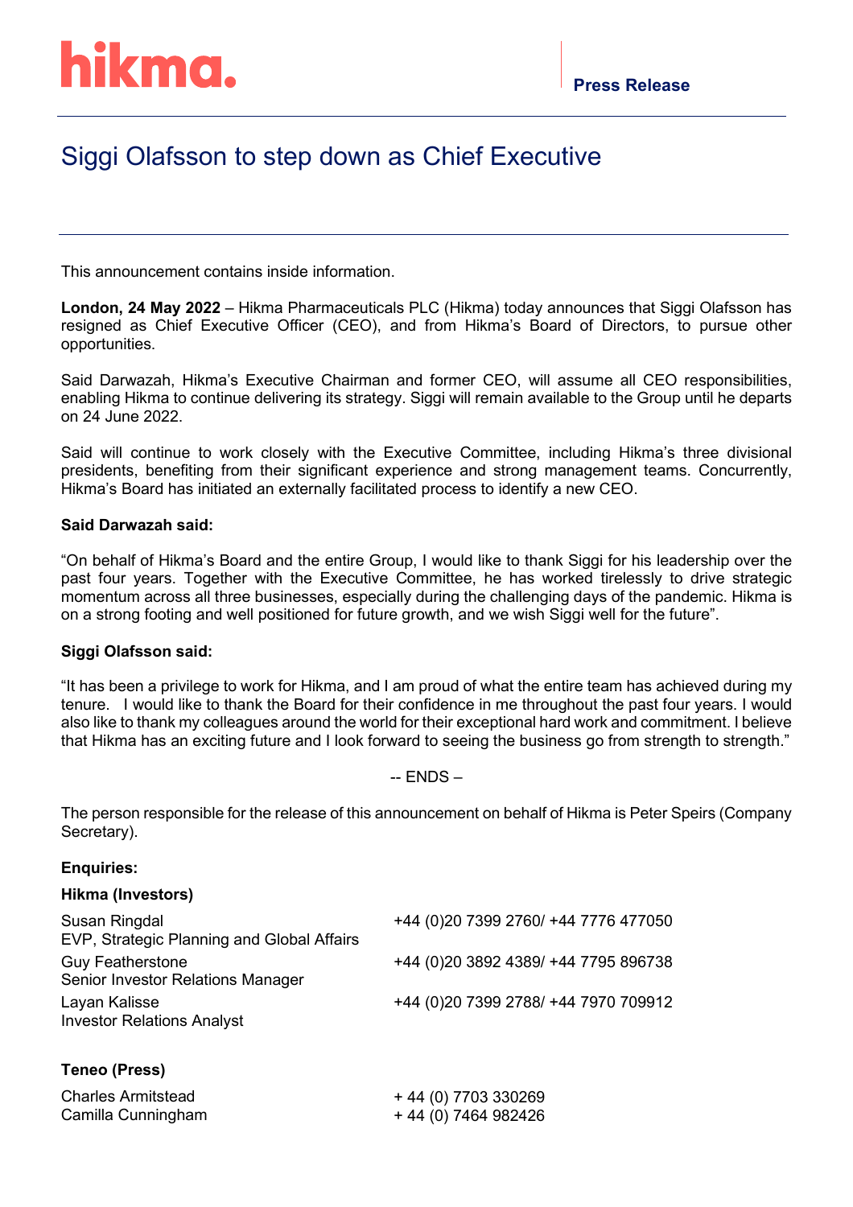hikma.

**Press Release**

# Siggi Olafsson to step down as Chief Executive

This announcement contains inside information.

**London, 24 May 2022** – Hikma Pharmaceuticals PLC (Hikma) today announces that Siggi Olafsson has resigned as Chief Executive Officer (CEO), and from Hikma's Board of Directors, to pursue other opportunities.

Said Darwazah, Hikma's Executive Chairman and former CEO, will assume all CEO responsibilities, enabling Hikma to continue delivering its strategy. Siggi will remain available to the Group until he departs on 24 June 2022.

Said will continue to work closely with the Executive Committee, including Hikma's three divisional presidents, benefiting from their significant experience and strong management teams. Concurrently, Hikma's Board has initiated an externally facilitated process to identify a new CEO.

**Said Darwazah said:**

"On behalf of Hikma's Board and the entire Group, I would like to thank Siggi for his leadership over the past four years. Together with the Executive Committee, he has worked tirelessly to drive strategic momentum across all three businesses, especially during the challenging days of the pandemic. Hikma is on a strong footing and well positioned for future growth, and we wish Siggi well for the future".

**Siggi Olafsson said:**

"It has been a privilege to work for Hikma, and I am proud of what the entire team has achieved during my tenure. I would like to thank the Board for their confidence in me throughout the past four years. I would also like to thank my colleagues around the world for their exceptional hard work and commitment. I believe that Hikma has an exciting future and I look forward to seeing the business go from strength to strength."

-- ENDS –

The person responsible for the release of this announcement on behalf of Hikma is Peter Speirs (Company Secretary).

**Enquiries:**

**Hikma (Investors)**

| | |
|---|---|
| Susan Ringdal<br>EVP, Strategic Planning and Global Affairs | +44 (0)20 7399 2760/ +44 7776 477050 |
| Guy Featherstone<br>Senior Investor Relations Manager | +44 (0)20 3892 4389/ +44 7795 896738 |
| Layan Kalisse<br>Investor Relations Analyst | +44 (0)20 7399 2788/ +44 7970 709912 |

**Teneo (Press)**

| | |
|---|---|
| Charles Armitstead | + 44 (0) 7703 330269 |
| Camilla Cunningham | + 44 (0) 7464 982426 |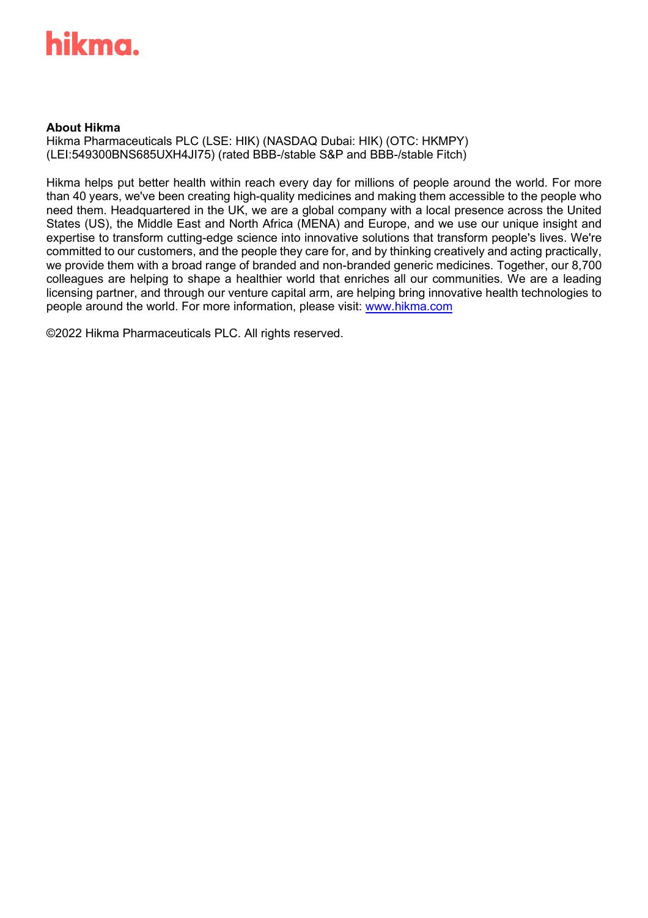**About Hikma**
Hikma Pharmaceuticals PLC (LSE: HIK) (NASDAQ Dubai: HIK) (OTC: HKMPY) (LEI:549300BNS685UXH4JI75) (rated BBB-/stable S&P and BBB-/stable Fitch)

Hikma helps put better health within reach every day for millions of people around the world. For more than 40 years, we've been creating high-quality medicines and making them accessible to the people who need them. Headquartered in the UK, we are a global company with a local presence across the United States (US), the Middle East and North Africa (MENA) and Europe, and we use our unique insight and expertise to transform cutting-edge science into innovative solutions that transform people's lives. We're committed to our customers, and the people they care for, and by thinking creatively and acting practically, we provide them with a broad range of branded and non-branded generic medicines. Together, our 8,700 colleagues are helping to shape a healthier world that enriches all our communities. We are a leading licensing partner, and through our venture capital arm, are helping bring innovative health technologies to people around the world. For more information, please visit: www.hikma.com

©2022 Hikma Pharmaceuticals PLC. All rights reserved.